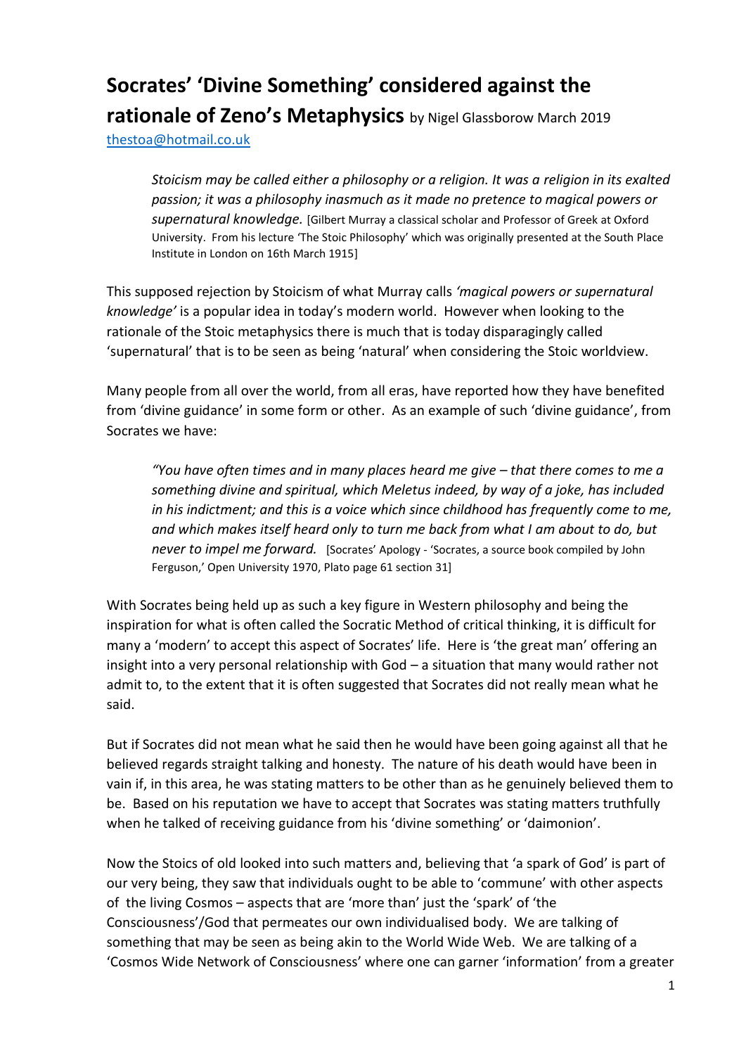# Socrates' 'Divine Something' considered against the rationale of Zeno's Metaphysics by Nigel Glassborow March 2019

thestoa@hotmail.co.uk

> *Stoicism may be called either a philosophy or a religion. It was a religion in its exalted passion; it was a philosophy inasmuch as it made no pretence to magical powers or supernatural knowledge.* [Gilbert Murray a classical scholar and Professor of Greek at Oxford University. From his lecture 'The Stoic Philosophy' which was originally presented at the South Place Institute in London on 16th March 1915]

This supposed rejection by Stoicism of what Murray calls *'magical powers or supernatural knowledge'* is a popular idea in today's modern world. However when looking to the rationale of the Stoic metaphysics there is much that is today disparagingly called 'supernatural' that is to be seen as being 'natural' when considering the Stoic worldview.

Many people from all over the world, from all eras, have reported how they have benefited from 'divine guidance' in some form or other. As an example of such 'divine guidance', from Socrates we have:

> *"You have often times and in many places heard me give – that there comes to me a something divine and spiritual, which Meletus indeed, by way of a joke, has included in his indictment; and this is a voice which since childhood has frequently come to me, and which makes itself heard only to turn me back from what I am about to do, but never to impel me forward.* [Socrates' Apology - 'Socrates, a source book compiled by John Ferguson,' Open University 1970, Plato page 61 section 31]

With Socrates being held up as such a key figure in Western philosophy and being the inspiration for what is often called the Socratic Method of critical thinking, it is difficult for many a 'modern' to accept this aspect of Socrates' life. Here is 'the great man' offering an insight into a very personal relationship with God – a situation that many would rather not admit to, to the extent that it is often suggested that Socrates did not really mean what he said.

But if Socrates did not mean what he said then he would have been going against all that he believed regards straight talking and honesty. The nature of his death would have been in vain if, in this area, he was stating matters to be other than as he genuinely believed them to be. Based on his reputation we have to accept that Socrates was stating matters truthfully when he talked of receiving guidance from his 'divine something' or 'daimonion'.

Now the Stoics of old looked into such matters and, believing that 'a spark of God' is part of our very being, they saw that individuals ought to be able to 'commune' with other aspects of the living Cosmos – aspects that are 'more than' just the 'spark' of 'the Consciousness'/God that permeates our own individualised body. We are talking of something that may be seen as being akin to the World Wide Web. We are talking of a 'Cosmos Wide Network of Consciousness' where one can garner 'information' from a greater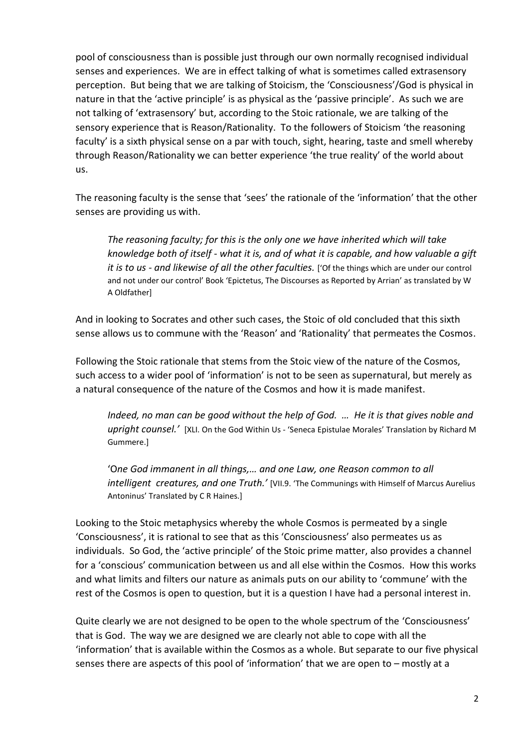pool of consciousness than is possible just through our own normally recognised individual senses and experiences. We are in effect talking of what is sometimes called extrasensory perception. But being that we are talking of Stoicism, the 'Consciousness'/God is physical in nature in that the 'active principle' is as physical as the 'passive principle'. As such we are not talking of 'extrasensory' but, according to the Stoic rationale, we are talking of the sensory experience that is Reason/Rationality. To the followers of Stoicism 'the reasoning faculty' is a sixth physical sense on a par with touch, sight, hearing, taste and smell whereby through Reason/Rationality we can better experience 'the true reality' of the world about us.

The reasoning faculty is the sense that 'sees' the rationale of the 'information' that the other senses are providing us with.

> *The reasoning faculty; for this is the only one we have inherited which will take knowledge both of itself - what it is, and of what it is capable, and how valuable a gift it is to us - and likewise of all the other faculties.* ['Of the things which are under our control and not under our control' Book 'Epictetus, The Discourses as Reported by Arrian' as translated by W A Oldfather]

And in looking to Socrates and other such cases, the Stoic of old concluded that this sixth sense allows us to commune with the 'Reason' and 'Rationality' that permeates the Cosmos.

Following the Stoic rationale that stems from the Stoic view of the nature of the Cosmos, such access to a wider pool of 'information' is not to be seen as supernatural, but merely as a natural consequence of the nature of the Cosmos and how it is made manifest.

> *Indeed, no man can be good without the help of God. … He it is that gives noble and upright counsel.'* [XLI. On the God Within Us - 'Seneca Epistulae Morales' Translation by Richard M Gummere.]

> '*One God immanent in all things,… and one Law, one Reason common to all intelligent creatures, and one Truth.'* [VII.9. 'The Communings with Himself of Marcus Aurelius Antoninus' Translated by C R Haines.]

Looking to the Stoic metaphysics whereby the whole Cosmos is permeated by a single 'Consciousness', it is rational to see that as this 'Consciousness' also permeates us as individuals. So God, the 'active principle' of the Stoic prime matter, also provides a channel for a 'conscious' communication between us and all else within the Cosmos. How this works and what limits and filters our nature as animals puts on our ability to 'commune' with the rest of the Cosmos is open to question, but it is a question I have had a personal interest in.

Quite clearly we are not designed to be open to the whole spectrum of the 'Consciousness' that is God. The way we are designed we are clearly not able to cope with all the 'information' that is available within the Cosmos as a whole. But separate to our five physical senses there are aspects of this pool of 'information' that we are open to – mostly at a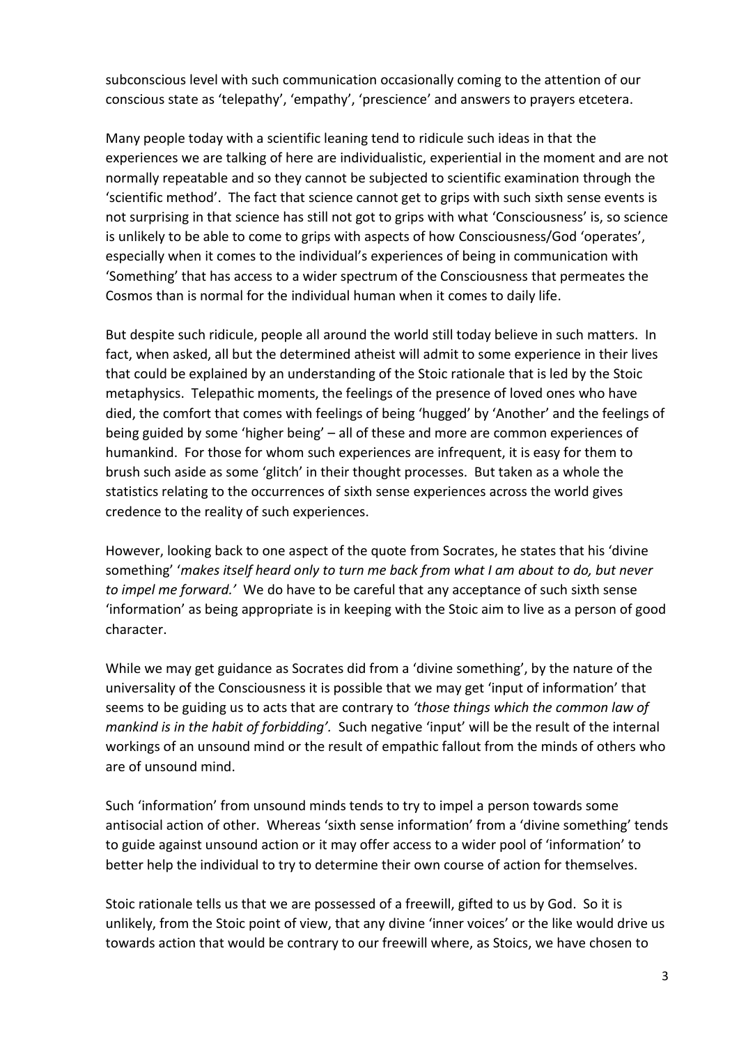subconscious level with such communication occasionally coming to the attention of our conscious state as 'telepathy', 'empathy', 'prescience' and answers to prayers etcetera.

Many people today with a scientific leaning tend to ridicule such ideas in that the experiences we are talking of here are individualistic, experiential in the moment and are not normally repeatable and so they cannot be subjected to scientific examination through the 'scientific method'. The fact that science cannot get to grips with such sixth sense events is not surprising in that science has still not got to grips with what 'Consciousness' is, so science is unlikely to be able to come to grips with aspects of how Consciousness/God 'operates', especially when it comes to the individual's experiences of being in communication with 'Something' that has access to a wider spectrum of the Consciousness that permeates the Cosmos than is normal for the individual human when it comes to daily life.

But despite such ridicule, people all around the world still today believe in such matters. In fact, when asked, all but the determined atheist will admit to some experience in their lives that could be explained by an understanding of the Stoic rationale that is led by the Stoic metaphysics. Telepathic moments, the feelings of the presence of loved ones who have died, the comfort that comes with feelings of being 'hugged' by 'Another' and the feelings of being guided by some 'higher being' – all of these and more are common experiences of humankind. For those for whom such experiences are infrequent, it is easy for them to brush such aside as some 'glitch' in their thought processes. But taken as a whole the statistics relating to the occurrences of sixth sense experiences across the world gives credence to the reality of such experiences.

However, looking back to one aspect of the quote from Socrates, he states that his 'divine something' '*makes itself heard only to turn me back from what I am about to do, but never to impel me forward.'* We do have to be careful that any acceptance of such sixth sense 'information' as being appropriate is in keeping with the Stoic aim to live as a person of good character.

While we may get guidance as Socrates did from a 'divine something', by the nature of the universality of the Consciousness it is possible that we may get 'input of information' that seems to be guiding us to acts that are contrary to *'those things which the common law of mankind is in the habit of forbidding'.* Such negative 'input' will be the result of the internal workings of an unsound mind or the result of empathic fallout from the minds of others who are of unsound mind.

Such 'information' from unsound minds tends to try to impel a person towards some antisocial action of other. Whereas 'sixth sense information' from a 'divine something' tends to guide against unsound action or it may offer access to a wider pool of 'information' to better help the individual to try to determine their own course of action for themselves.

Stoic rationale tells us that we are possessed of a freewill, gifted to us by God. So it is unlikely, from the Stoic point of view, that any divine 'inner voices' or the like would drive us towards action that would be contrary to our freewill where, as Stoics, we have chosen to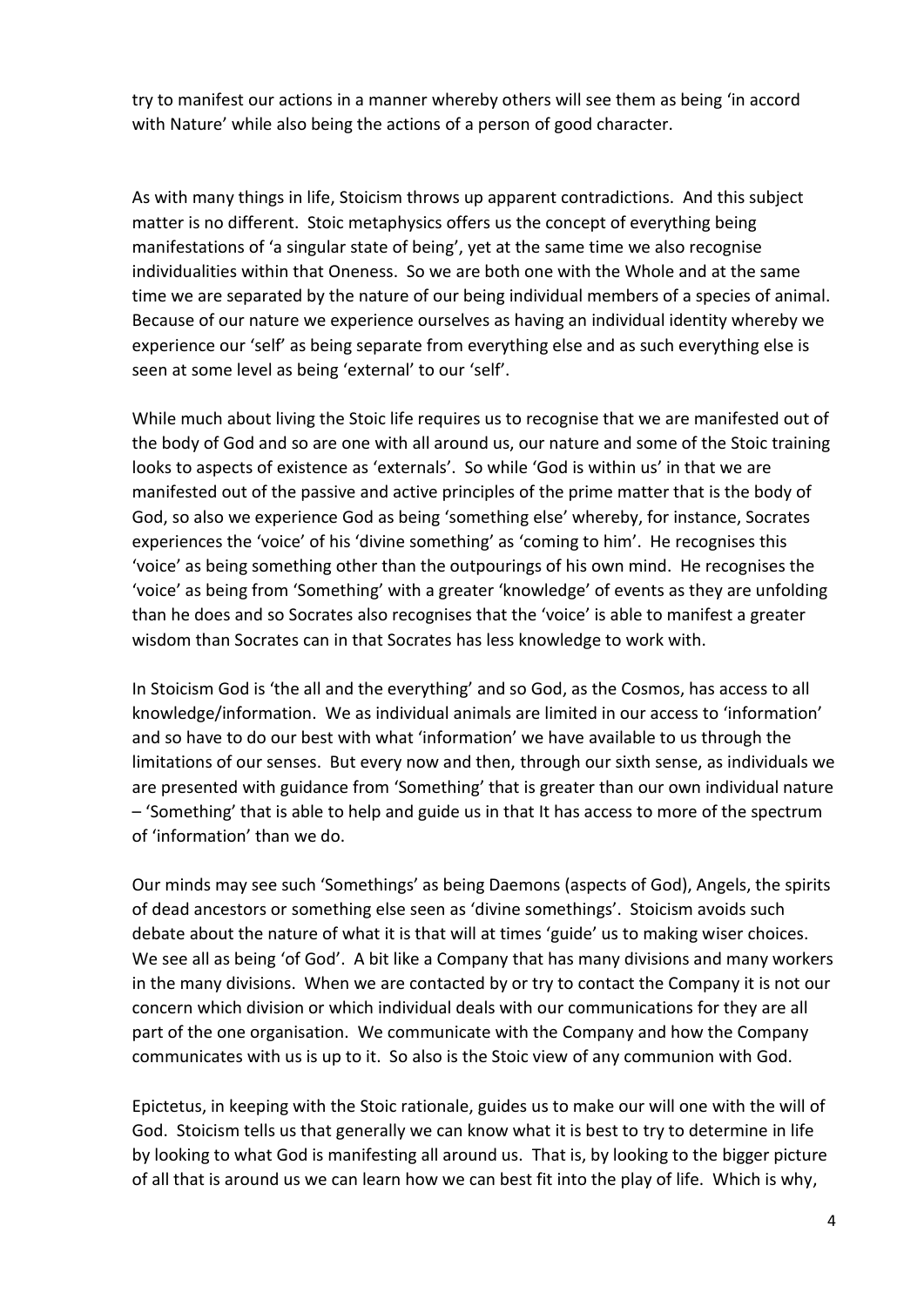try to manifest our actions in a manner whereby others will see them as being 'in accord with Nature' while also being the actions of a person of good character.

As with many things in life, Stoicism throws up apparent contradictions. And this subject matter is no different. Stoic metaphysics offers us the concept of everything being manifestations of 'a singular state of being', yet at the same time we also recognise individualities within that Oneness. So we are both one with the Whole and at the same time we are separated by the nature of our being individual members of a species of animal. Because of our nature we experience ourselves as having an individual identity whereby we experience our 'self' as being separate from everything else and as such everything else is seen at some level as being 'external' to our 'self'.

While much about living the Stoic life requires us to recognise that we are manifested out of the body of God and so are one with all around us, our nature and some of the Stoic training looks to aspects of existence as 'externals'. So while 'God is within us' in that we are manifested out of the passive and active principles of the prime matter that is the body of God, so also we experience God as being 'something else' whereby, for instance, Socrates experiences the 'voice' of his 'divine something' as 'coming to him'. He recognises this 'voice' as being something other than the outpourings of his own mind. He recognises the 'voice' as being from 'Something' with a greater 'knowledge' of events as they are unfolding than he does and so Socrates also recognises that the 'voice' is able to manifest a greater wisdom than Socrates can in that Socrates has less knowledge to work with.

In Stoicism God is 'the all and the everything' and so God, as the Cosmos, has access to all knowledge/information. We as individual animals are limited in our access to 'information' and so have to do our best with what 'information' we have available to us through the limitations of our senses. But every now and then, through our sixth sense, as individuals we are presented with guidance from 'Something' that is greater than our own individual nature – 'Something' that is able to help and guide us in that It has access to more of the spectrum of 'information' than we do.

Our minds may see such 'Somethings' as being Daemons (aspects of God), Angels, the spirits of dead ancestors or something else seen as 'divine somethings'. Stoicism avoids such debate about the nature of what it is that will at times 'guide' us to making wiser choices. We see all as being 'of God'. A bit like a Company that has many divisions and many workers in the many divisions. When we are contacted by or try to contact the Company it is not our concern which division or which individual deals with our communications for they are all part of the one organisation. We communicate with the Company and how the Company communicates with us is up to it. So also is the Stoic view of any communion with God.

Epictetus, in keeping with the Stoic rationale, guides us to make our will one with the will of God. Stoicism tells us that generally we can know what it is best to try to determine in life by looking to what God is manifesting all around us. That is, by looking to the bigger picture of all that is around us we can learn how we can best fit into the play of life. Which is why,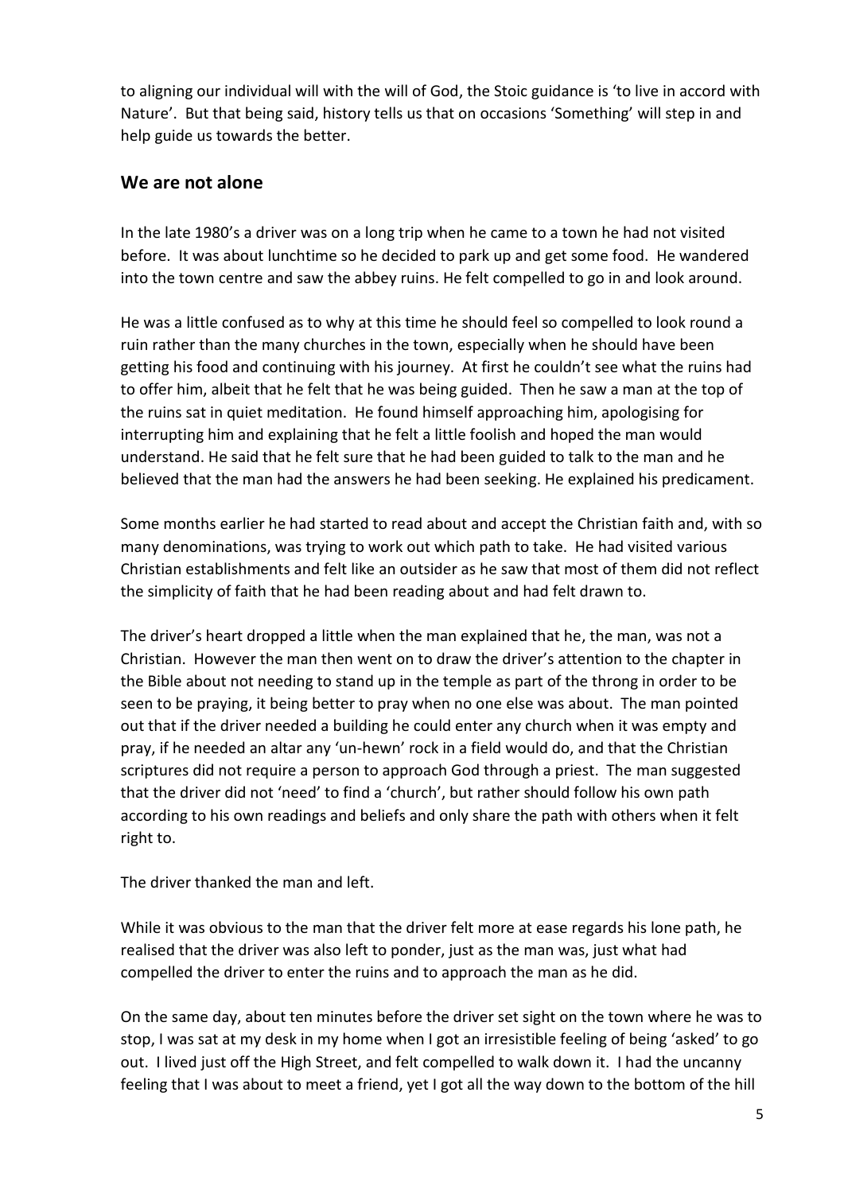to aligning our individual will with the will of God, the Stoic guidance is 'to live in accord with Nature'. But that being said, history tells us that on occasions 'Something' will step in and help guide us towards the better.

## We are not alone

In the late 1980's a driver was on a long trip when he came to a town he had not visited before. It was about lunchtime so he decided to park up and get some food. He wandered into the town centre and saw the abbey ruins. He felt compelled to go in and look around.

He was a little confused as to why at this time he should feel so compelled to look round a ruin rather than the many churches in the town, especially when he should have been getting his food and continuing with his journey. At first he couldn't see what the ruins had to offer him, albeit that he felt that he was being guided. Then he saw a man at the top of the ruins sat in quiet meditation. He found himself approaching him, apologising for interrupting him and explaining that he felt a little foolish and hoped the man would understand. He said that he felt sure that he had been guided to talk to the man and he believed that the man had the answers he had been seeking. He explained his predicament.

Some months earlier he had started to read about and accept the Christian faith and, with so many denominations, was trying to work out which path to take. He had visited various Christian establishments and felt like an outsider as he saw that most of them did not reflect the simplicity of faith that he had been reading about and had felt drawn to.

The driver's heart dropped a little when the man explained that he, the man, was not a Christian. However the man then went on to draw the driver's attention to the chapter in the Bible about not needing to stand up in the temple as part of the throng in order to be seen to be praying, it being better to pray when no one else was about. The man pointed out that if the driver needed a building he could enter any church when it was empty and pray, if he needed an altar any 'un-hewn' rock in a field would do, and that the Christian scriptures did not require a person to approach God through a priest. The man suggested that the driver did not 'need' to find a 'church', but rather should follow his own path according to his own readings and beliefs and only share the path with others when it felt right to.

The driver thanked the man and left.

While it was obvious to the man that the driver felt more at ease regards his lone path, he realised that the driver was also left to ponder, just as the man was, just what had compelled the driver to enter the ruins and to approach the man as he did.

On the same day, about ten minutes before the driver set sight on the town where he was to stop, I was sat at my desk in my home when I got an irresistible feeling of being 'asked' to go out. I lived just off the High Street, and felt compelled to walk down it. I had the uncanny feeling that I was about to meet a friend, yet I got all the way down to the bottom of the hill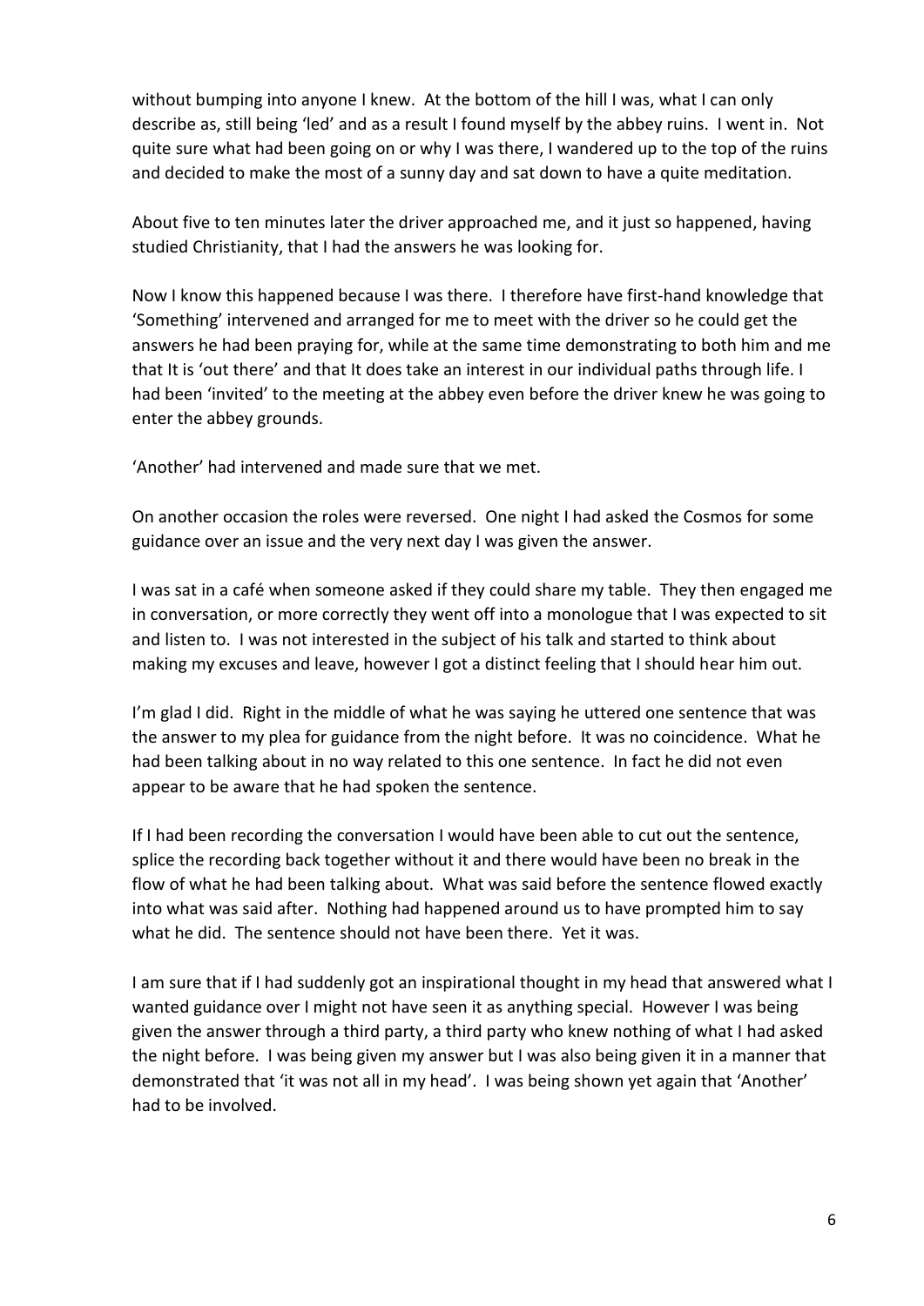without bumping into anyone I knew. At the bottom of the hill I was, what I can only describe as, still being 'led' and as a result I found myself by the abbey ruins. I went in. Not quite sure what had been going on or why I was there, I wandered up to the top of the ruins and decided to make the most of a sunny day and sat down to have a quite meditation.

About five to ten minutes later the driver approached me, and it just so happened, having studied Christianity, that I had the answers he was looking for.

Now I know this happened because I was there. I therefore have first-hand knowledge that 'Something' intervened and arranged for me to meet with the driver so he could get the answers he had been praying for, while at the same time demonstrating to both him and me that It is 'out there' and that It does take an interest in our individual paths through life. I had been 'invited' to the meeting at the abbey even before the driver knew he was going to enter the abbey grounds.

'Another' had intervened and made sure that we met.

On another occasion the roles were reversed. One night I had asked the Cosmos for some guidance over an issue and the very next day I was given the answer.

I was sat in a café when someone asked if they could share my table. They then engaged me in conversation, or more correctly they went off into a monologue that I was expected to sit and listen to. I was not interested in the subject of his talk and started to think about making my excuses and leave, however I got a distinct feeling that I should hear him out.

I'm glad I did. Right in the middle of what he was saying he uttered one sentence that was the answer to my plea for guidance from the night before. It was no coincidence. What he had been talking about in no way related to this one sentence. In fact he did not even appear to be aware that he had spoken the sentence.

If I had been recording the conversation I would have been able to cut out the sentence, splice the recording back together without it and there would have been no break in the flow of what he had been talking about. What was said before the sentence flowed exactly into what was said after. Nothing had happened around us to have prompted him to say what he did. The sentence should not have been there. Yet it was.

I am sure that if I had suddenly got an inspirational thought in my head that answered what I wanted guidance over I might not have seen it as anything special. However I was being given the answer through a third party, a third party who knew nothing of what I had asked the night before. I was being given my answer but I was also being given it in a manner that demonstrated that 'it was not all in my head'. I was being shown yet again that 'Another' had to be involved.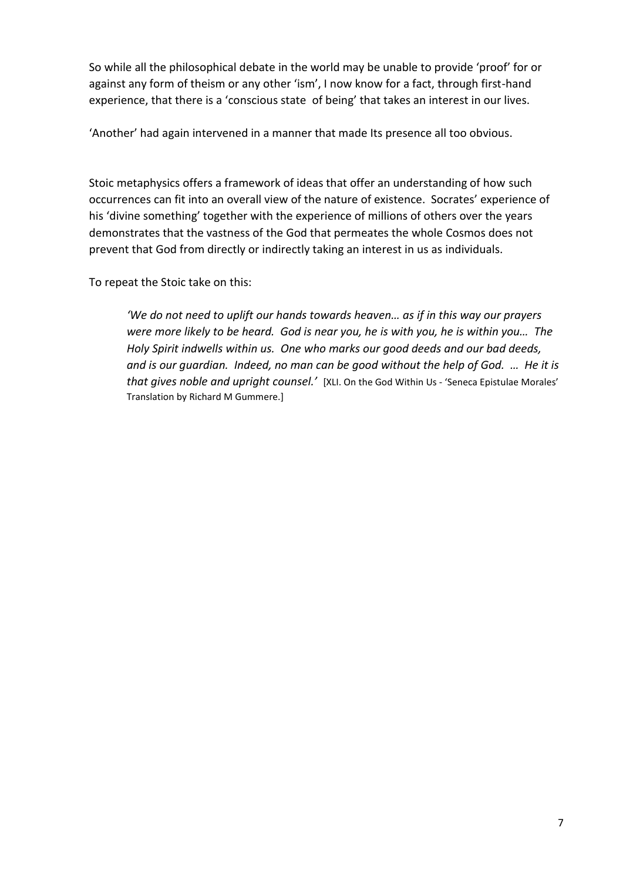So while all the philosophical debate in the world may be unable to provide 'proof' for or against any form of theism or any other 'ism', I now know for a fact, through first-hand experience, that there is a 'conscious state of being' that takes an interest in our lives.

'Another' had again intervened in a manner that made Its presence all too obvious.

Stoic metaphysics offers a framework of ideas that offer an understanding of how such occurrences can fit into an overall view of the nature of existence. Socrates' experience of his 'divine something' together with the experience of millions of others over the years demonstrates that the vastness of the God that permeates the whole Cosmos does not prevent that God from directly or indirectly taking an interest in us as individuals.

To repeat the Stoic take on this:

> *'We do not need to uplift our hands towards heaven… as if in this way our prayers were more likely to be heard. God is near you, he is with you, he is within you… The Holy Spirit indwells within us. One who marks our good deeds and our bad deeds, and is our guardian. Indeed, no man can be good without the help of God. … He it is that gives noble and upright counsel.'* [XLI. On the God Within Us - 'Seneca Epistulae Morales' Translation by Richard M Gummere.]